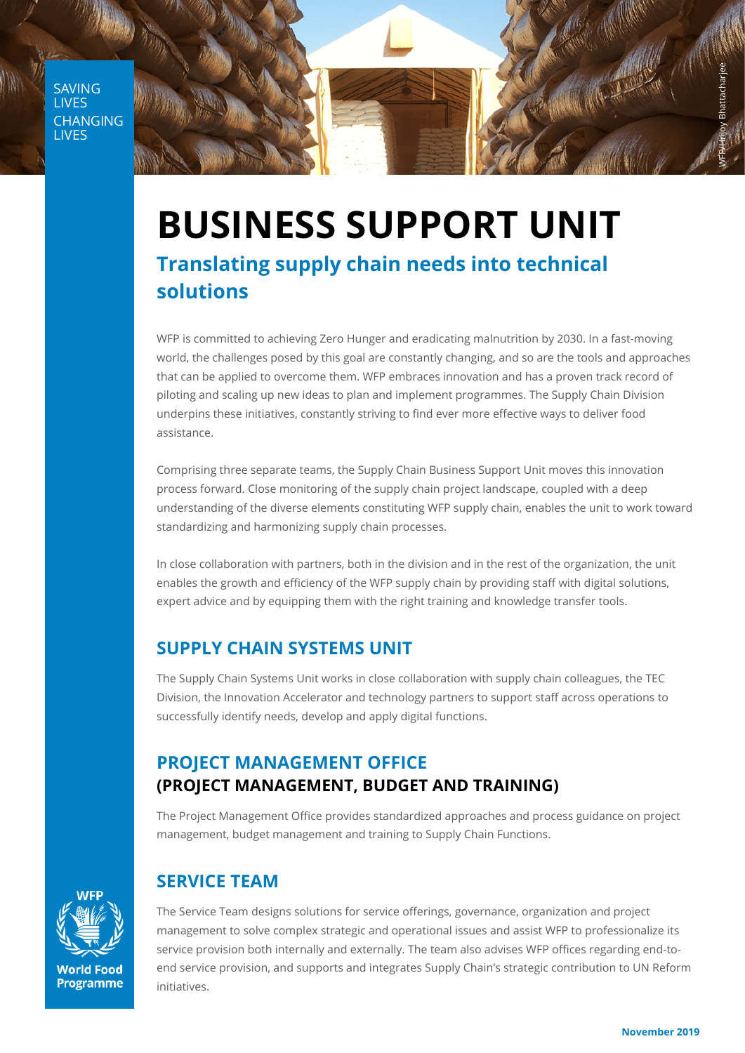SAVING LIVES CHANGING LIVES

# BUSINESS SUPPORT UNIT

## Translating supply chain needs into technical solutions

WFP is committed to achieving Zero Hunger and eradicating malnutrition by 2030. In a fast-moving world, the challenges posed by this goal are constantly changing, and so are the tools and approaches that can be applied to overcome them. WFP embraces innovation and has a proven track record of piloting and scaling up new ideas to plan and implement programmes. The Supply Chain Division underpins these initiatives, constantly striving to find ever more effective ways to deliver food assistance.

Comprising three separate teams, the Supply Chain Business Support Unit moves this innovation process forward. Close monitoring of the supply chain project landscape, coupled with a deep understanding of the diverse elements constituting WFP supply chain, enables the unit to work toward standardizing and harmonizing supply chain processes.

In close collaboration with partners, both in the division and in the rest of the organization, the unit enables the growth and efficiency of the WFP supply chain by providing staff with digital solutions, expert advice and by equipping them with the right training and knowledge transfer tools.

## SUPPLY CHAIN SYSTEMS UNIT

The Supply Chain Systems Unit works in close collaboration with supply chain colleagues, the TEC Division, the Innovation Accelerator and technology partners to support staff across operations to successfully identify needs, develop and apply digital functions.

## PROJECT MANAGEMENT OFFICE
### (PROJECT MANAGEMENT, BUDGET AND TRAINING)

The Project Management Office provides standardized approaches and process guidance on project management, budget management and training to Supply Chain Functions.

## SERVICE TEAM

The Service Team designs solutions for service offerings, governance, organization and project management to solve complex strategic and operational issues and assist WFP to professionalize its service provision both internally and externally. The team also advises WFP offices regarding end-to-end service provision, and supports and integrates Supply Chain's strategic contribution to UN Reform initiatives.

WFP World Food Programme

November 2019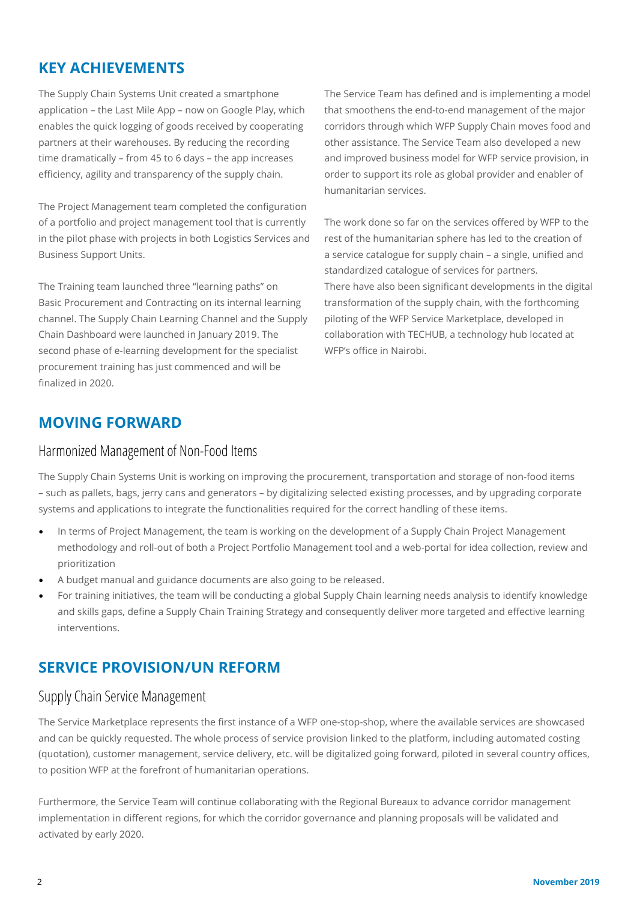## KEY ACHIEVEMENTS

The Supply Chain Systems Unit created a smartphone application – the Last Mile App – now on Google Play, which enables the quick logging of goods received by cooperating partners at their warehouses. By reducing the recording time dramatically – from 45 to 6 days – the app increases efficiency, agility and transparency of the supply chain.

The Project Management team completed the configuration of a portfolio and project management tool that is currently in the pilot phase with projects in both Logistics Services and Business Support Units.

The Training team launched three "learning paths" on Basic Procurement and Contracting on its internal learning channel. The Supply Chain Learning Channel and the Supply Chain Dashboard were launched in January 2019. The second phase of e-learning development for the specialist procurement training has just commenced and will be finalized in 2020.

The Service Team has defined and is implementing a model that smoothens the end-to-end management of the major corridors through which WFP Supply Chain moves food and other assistance. The Service Team also developed a new and improved business model for WFP service provision, in order to support its role as global provider and enabler of humanitarian services.

The work done so far on the services offered by WFP to the rest of the humanitarian sphere has led to the creation of a service catalogue for supply chain – a single, unified and standardized catalogue of services for partners.
There have also been significant developments in the digital transformation of the supply chain, with the forthcoming piloting of the WFP Service Marketplace, developed in collaboration with TECHUB, a technology hub located at WFP's office in Nairobi.

## MOVING FORWARD

### Harmonized Management of Non-Food Items

The Supply Chain Systems Unit is working on improving the procurement, transportation and storage of non-food items – such as pallets, bags, jerry cans and generators – by digitalizing selected existing processes, and by upgrading corporate systems and applications to integrate the functionalities required for the correct handling of these items.

- In terms of Project Management, the team is working on the development of a Supply Chain Project Management methodology and roll-out of both a Project Portfolio Management tool and a web-portal for idea collection, review and prioritization
- A budget manual and guidance documents are also going to be released.
- For training initiatives, the team will be conducting a global Supply Chain learning needs analysis to identify knowledge and skills gaps, define a Supply Chain Training Strategy and consequently deliver more targeted and effective learning interventions.

## SERVICE PROVISION/UN REFORM

### Supply Chain Service Management

The Service Marketplace represents the first instance of a WFP one-stop-shop, where the available services are showcased and can be quickly requested. The whole process of service provision linked to the platform, including automated costing (quotation), customer management, service delivery, etc. will be digitalized going forward, piloted in several country offices, to position WFP at the forefront of humanitarian operations.

Furthermore, the Service Team will continue collaborating with the Regional Bureaux to advance corridor management implementation in different regions, for which the corridor governance and planning proposals will be validated and activated by early 2020.